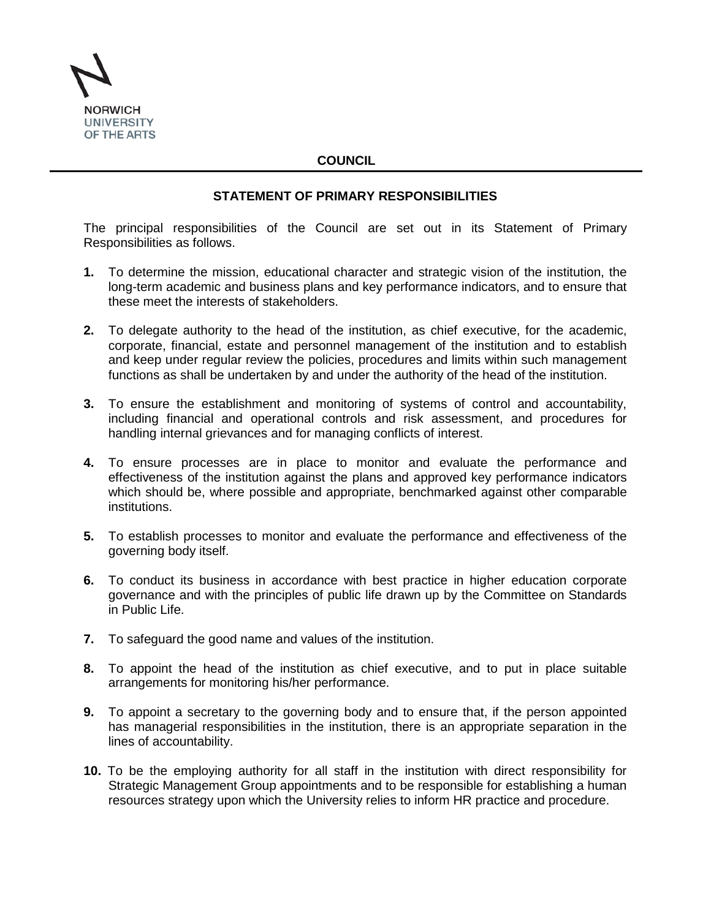NORWICH
UNIVERSITY
OF THE ARTS

# COUNCIL

## STATEMENT OF PRIMARY RESPONSIBILITIES

The principal responsibilities of the Council are set out in its Statement of Primary Responsibilities as follows.

**1.** To determine the mission, educational character and strategic vision of the institution, the long-term academic and business plans and key performance indicators, and to ensure that these meet the interests of stakeholders.

**2.** To delegate authority to the head of the institution, as chief executive, for the academic, corporate, financial, estate and personnel management of the institution and to establish and keep under regular review the policies, procedures and limits within such management functions as shall be undertaken by and under the authority of the head of the institution.

**3.** To ensure the establishment and monitoring of systems of control and accountability, including financial and operational controls and risk assessment, and procedures for handling internal grievances and for managing conflicts of interest.

**4.** To ensure processes are in place to monitor and evaluate the performance and effectiveness of the institution against the plans and approved key performance indicators which should be, where possible and appropriate, benchmarked against other comparable institutions.

**5.** To establish processes to monitor and evaluate the performance and effectiveness of the governing body itself.

**6.** To conduct its business in accordance with best practice in higher education corporate governance and with the principles of public life drawn up by the Committee on Standards in Public Life.

**7.** To safeguard the good name and values of the institution.

**8.** To appoint the head of the institution as chief executive, and to put in place suitable arrangements for monitoring his/her performance.

**9.** To appoint a secretary to the governing body and to ensure that, if the person appointed has managerial responsibilities in the institution, there is an appropriate separation in the lines of accountability.

**10.** To be the employing authority for all staff in the institution with direct responsibility for Strategic Management Group appointments and to be responsible for establishing a human resources strategy upon which the University relies to inform HR practice and procedure.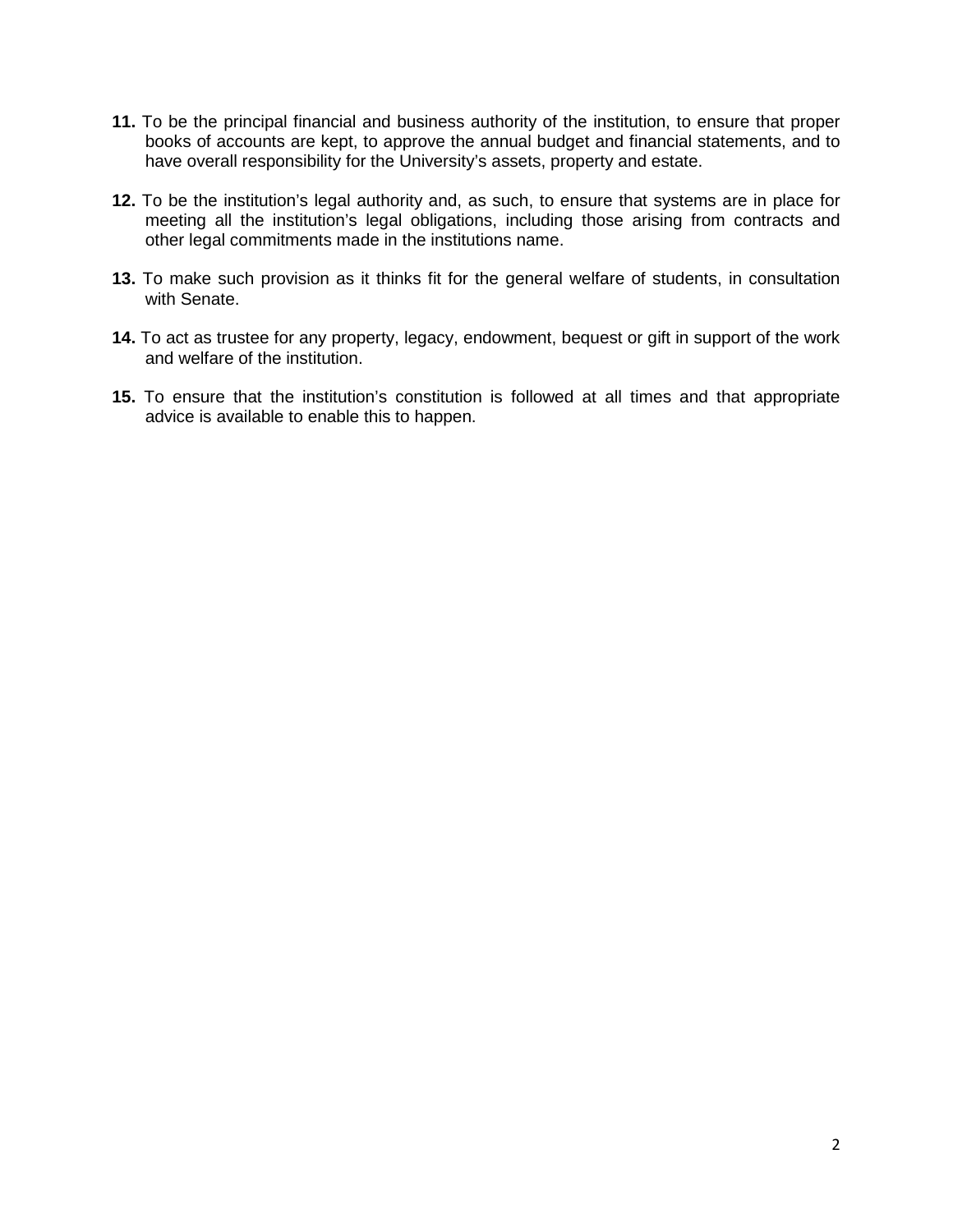**11.** To be the principal financial and business authority of the institution, to ensure that proper books of accounts are kept, to approve the annual budget and financial statements, and to have overall responsibility for the University's assets, property and estate.

**12.** To be the institution's legal authority and, as such, to ensure that systems are in place for meeting all the institution's legal obligations, including those arising from contracts and other legal commitments made in the institutions name.

**13.** To make such provision as it thinks fit for the general welfare of students, in consultation with Senate.

**14.** To act as trustee for any property, legacy, endowment, bequest or gift in support of the work and welfare of the institution.

**15.** To ensure that the institution's constitution is followed at all times and that appropriate advice is available to enable this to happen.